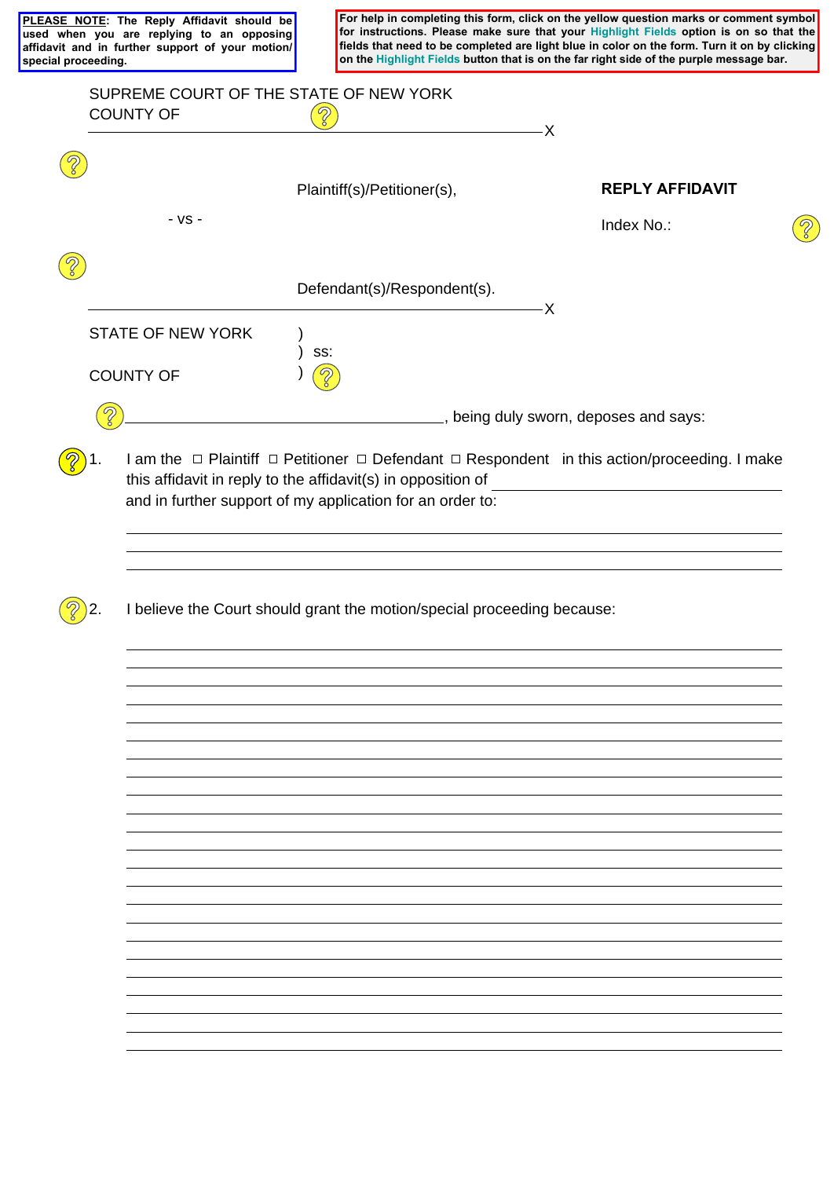**PLEASE NOTE**: The Reply Affidavit should be used when you are replying to an opposing affidavit and in further support of your motion/ special proceeding.

For help in completing this form, click on the yellow question marks or comment symbol for instructions. Please make sure that your Highlight Fields option is on so that the fields that need to be completed are light blue in color on the form. Turn it on by clicking on the Highlight Fields button that is on the far right side of the purple message bar.

SUPREME COURT OF THE STATE OF NEW YORK
COUNTY OF

---------------------------------------------------------------X

Plaintiff(s)/Petitioner(s),

**REPLY AFFIDAVIT**

- vs -

Index No.:

Defendant(s)/Respondent(s).

---------------------------------------------------------------X

STATE OF NEW YORK )
) ss:
COUNTY OF )

______________________________, being duly sworn, deposes and says:

1. I am the ☐ Plaintiff ☐ Petitioner ☐ Defendant ☐ Respondent in this action/proceeding. I make this affidavit in reply to the affidavit(s) in opposition of ______________________ and in further support of my application for an order to:

______________________________________________________________________
______________________________________________________________________
______________________________________________________________________

2. I believe the Court should grant the motion/special proceeding because:

______________________________________________________________________
______________________________________________________________________
______________________________________________________________________
______________________________________________________________________
______________________________________________________________________
______________________________________________________________________
______________________________________________________________________
______________________________________________________________________
______________________________________________________________________
______________________________________________________________________
______________________________________________________________________
______________________________________________________________________
______________________________________________________________________
______________________________________________________________________
______________________________________________________________________
______________________________________________________________________
______________________________________________________________________
______________________________________________________________________
______________________________________________________________________
______________________________________________________________________
______________________________________________________________________
______________________________________________________________________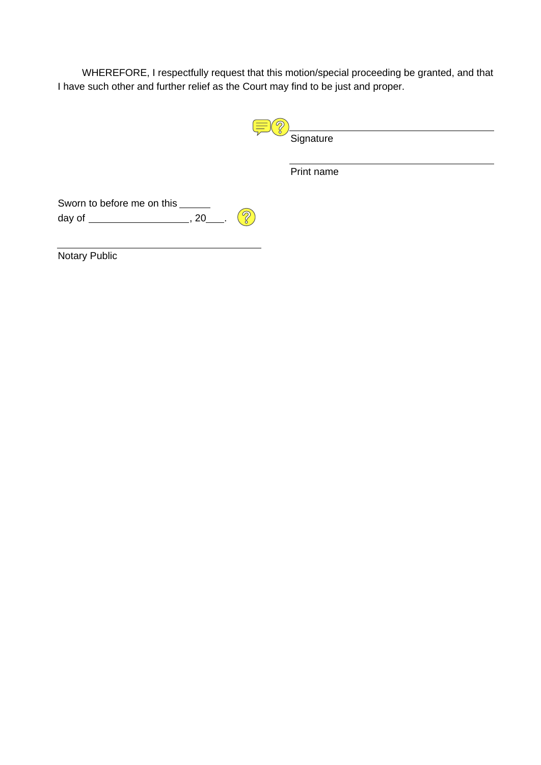WHEREFORE, I respectfully request that this motion/special proceeding be granted, and that I have such other and further relief as the Court may find to be just and proper.

\_\_\_\_\_\_\_\_\_\_\_\_\_\_\_\_\_\_\_\_\_\_\_\_\_\_\_\_\_\_\_\_\_\_\_\_
Signature

\_\_\_\_\_\_\_\_\_\_\_\_\_\_\_\_\_\_\_\_\_\_\_\_\_\_\_\_\_\_\_\_\_\_\_\_
Print name

Sworn to before me on this \_\_\_\_\_\_
day of \_\_\_\_\_\_\_\_\_\_\_\_\_\_\_\_\_\_\_, 20\_\_\_.

\_\_\_\_\_\_\_\_\_\_\_\_\_\_\_\_\_\_\_\_\_\_\_\_\_\_\_\_\_\_\_\_\_\_\_\_
Notary Public